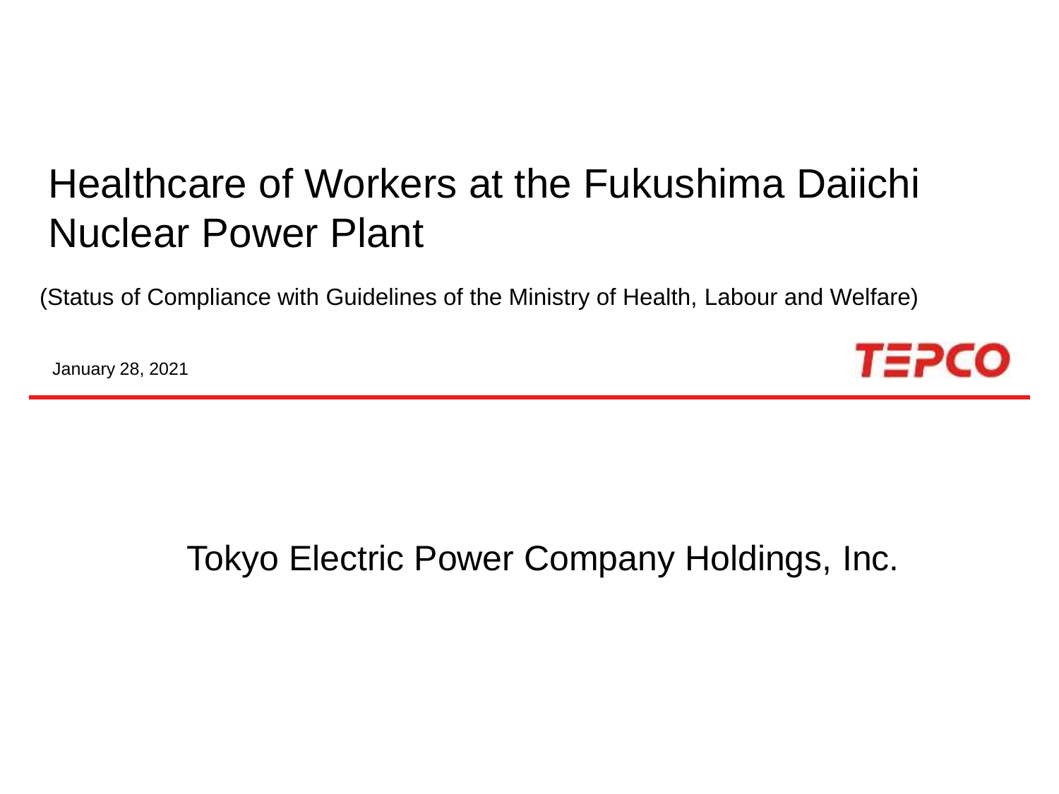# Healthcare of Workers at the Fukushima Daiichi Nuclear Power Plant

(Status of Compliance with Guidelines of the Ministry of Health, Labour and Welfare)

January 28, 2021

TEPCO

Tokyo Electric Power Company Holdings, Inc.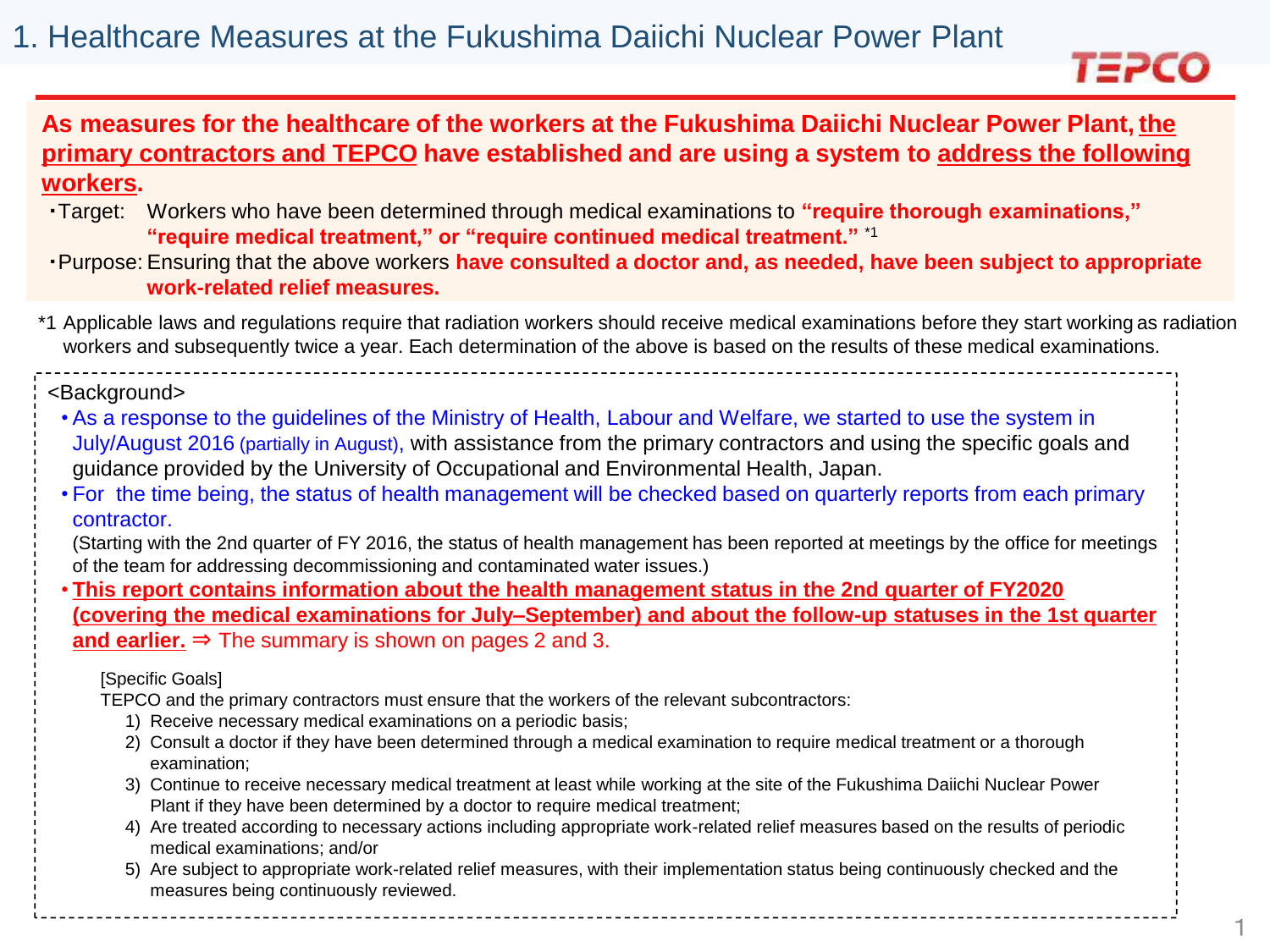# 1. Healthcare Measures at the Fukushima Daiichi Nuclear Power Plant

**As measures for the healthcare of the workers at the Fukushima Daiichi Nuclear Power Plant, the primary contractors and TEPCO have established and are using a system to address the following workers.**

- Target: Workers who have been determined through medical examinations to **"require thorough examinations," "require medical treatment," or "require continued medical treatment."** *1
- Purpose: Ensuring that the above workers **have consulted a doctor and, as needed, have been subject to appropriate work-related relief measures.**

*1 Applicable laws and regulations require that radiation workers should receive medical examinations before they start working as radiation workers and subsequently twice a year. Each determination of the above is based on the results of these medical examinations.

<Background>

- As a response to the guidelines of the Ministry of Health, Labour and Welfare, we started to use the system in July/August 2016 (partially in August), with assistance from the primary contractors and using the specific goals and guidance provided by the University of Occupational and Environmental Health, Japan.
- For the time being, the status of health management will be checked based on quarterly reports from each primary contractor.
  (Starting with the 2nd quarter of FY 2016, the status of health management has been reported at meetings by the office for meetings of the team for addressing decommissioning and contaminated water issues.)
- **This report contains information about the health management status in the 2nd quarter of FY2020 (covering the medical examinations for July–September) and about the follow-up statuses in the 1st quarter and earlier.** ⇒ The summary is shown on pages 2 and 3.

[Specific Goals]

TEPCO and the primary contractors must ensure that the workers of the relevant subcontractors:

1) Receive necessary medical examinations on a periodic basis;
2) Consult a doctor if they have been determined through a medical examination to require medical treatment or a thorough examination;
3) Continue to receive necessary medical treatment at least while working at the site of the Fukushima Daiichi Nuclear Power Plant if they have been determined by a doctor to require medical treatment;
4) Are treated according to necessary actions including appropriate work-related relief measures based on the results of periodic medical examinations; and/or
5) Are subject to appropriate work-related relief measures, with their implementation status being continuously checked and the measures being continuously reviewed.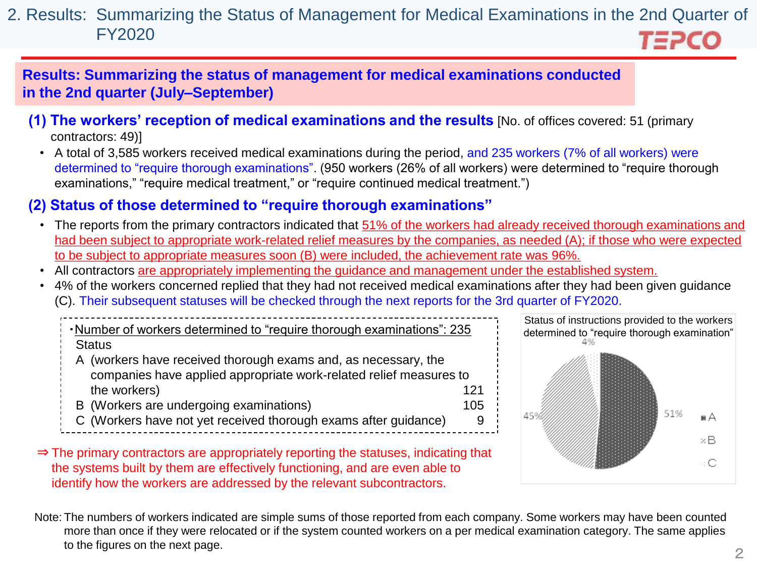# 2. Results: Summarizing the Status of Management for Medical Examinations in the 2nd Quarter of FY2020

**Results: Summarizing the status of management for medical examinations conducted in the 2nd quarter (July–September)**

## (1) The workers' reception of medical examinations and the results [No. of offices covered: 51 (primary contractors: 49)]

- A total of 3,585 workers received medical examinations during the period, and 235 workers (7% of all workers) were determined to "require thorough examinations". (950 workers (26% of all workers) were determined to "require thorough examinations," "require medical treatment," or "require continued medical treatment.")

## (2) Status of those determined to "require thorough examinations"

- The reports from the primary contractors indicated that 51% of the workers had already received thorough examinations and had been subject to appropriate work-related relief measures by the companies, as needed (A); if those who were expected to be subject to appropriate measures soon (B) were included, the achievement rate was 96%.
- All contractors are appropriately implementing the guidance and management under the established system.
- 4% of the workers concerned replied that they had not received medical examinations after they had been given guidance (C). Their subsequent statuses will be checked through the next reports for the 3rd quarter of FY2020.

・Number of workers determined to "require thorough examinations": 235

| Status | |
|---|---|
| A (workers have received thorough exams and, as necessary, the companies have applied appropriate work-related relief measures to the workers) | 121 |
| B (Workers are undergoing examinations) | 105 |
| C (Workers have not yet received thorough exams after guidance) | 9 |

Status of instructions provided to the workers determined to "require thorough examination"

| Status | % |
|---|---|
| A | 51% |
| B | 45% |
| C | 4% |

⇒ The primary contractors are appropriately reporting the statuses, indicating that the systems built by them are effectively functioning, and are even able to identify how the workers are addressed by the relevant subcontractors.

Note: The numbers of workers indicated are simple sums of those reported from each company. Some workers may have been counted more than once if they were relocated or if the system counted workers on a per medical examination category. The same applies to the figures on the next page.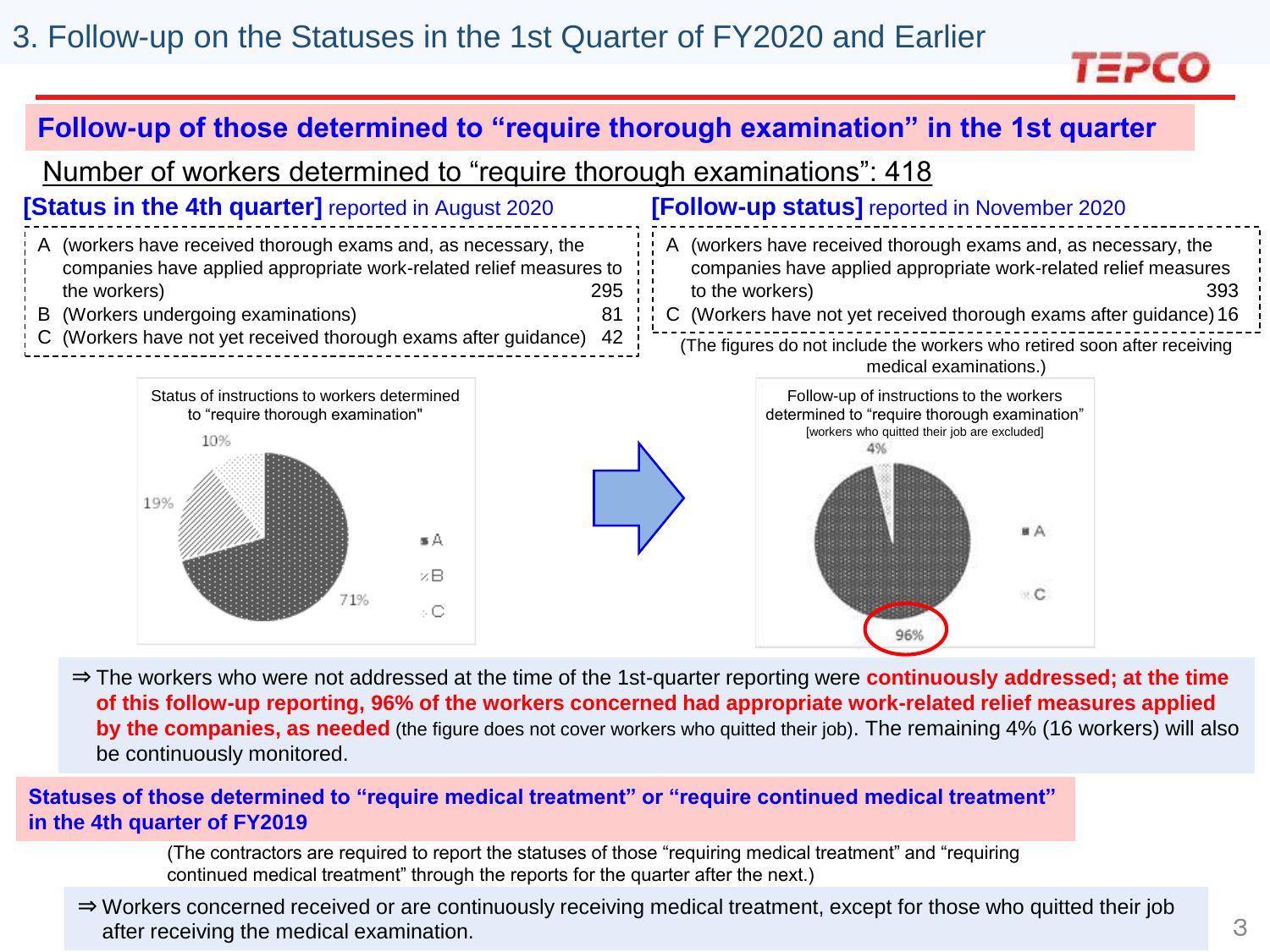# 3. Follow-up on the Statuses in the 1st Quarter of FY2020 and Earlier

## Follow-up of those determined to "require thorough examination" in the 1st quarter

Number of workers determined to "require thorough examinations": 418

**[Status in the 4th quarter]** reported in August 2020

- A (workers have received thorough exams and, as necessary, the companies have applied appropriate work-related relief measures to the workers) 295
- B (Workers undergoing examinations) 81
- C (Workers have not yet received thorough exams after guidance) 42

**[Follow-up status]** reported in November 2020

- A (workers have received thorough exams and, as necessary, the companies have applied appropriate work-related relief measures to the workers) 393
- C (Workers have not yet received thorough exams after guidance) 16

(The figures do not include the workers who retired soon after receiving medical examinations.)

Status of instructions to workers determined to "require thorough examination"

10%
19%
71%
A
B
C

Follow-up of instructions to the workers determined to "require thorough examination"
[workers who quitted their job are excluded]

4%
96%
A
C

⇒ The workers who were not addressed at the time of the 1st-quarter reporting were **continuously addressed; at the time of this follow-up reporting, 96% of the workers concerned had appropriate work-related relief measures applied by the companies, as needed** (the figure does not cover workers who quitted their job). The remaining 4% (16 workers) will also be continuously monitored.

## Statuses of those determined to "require medical treatment" or "require continued medical treatment" in the 4th quarter of FY2019

(The contractors are required to report the statuses of those "requiring medical treatment" and "requiring continued medical treatment" through the reports for the quarter after the next.)

⇒ Workers concerned received or are continuously receiving medical treatment, except for those who quitted their job after receiving the medical examination.